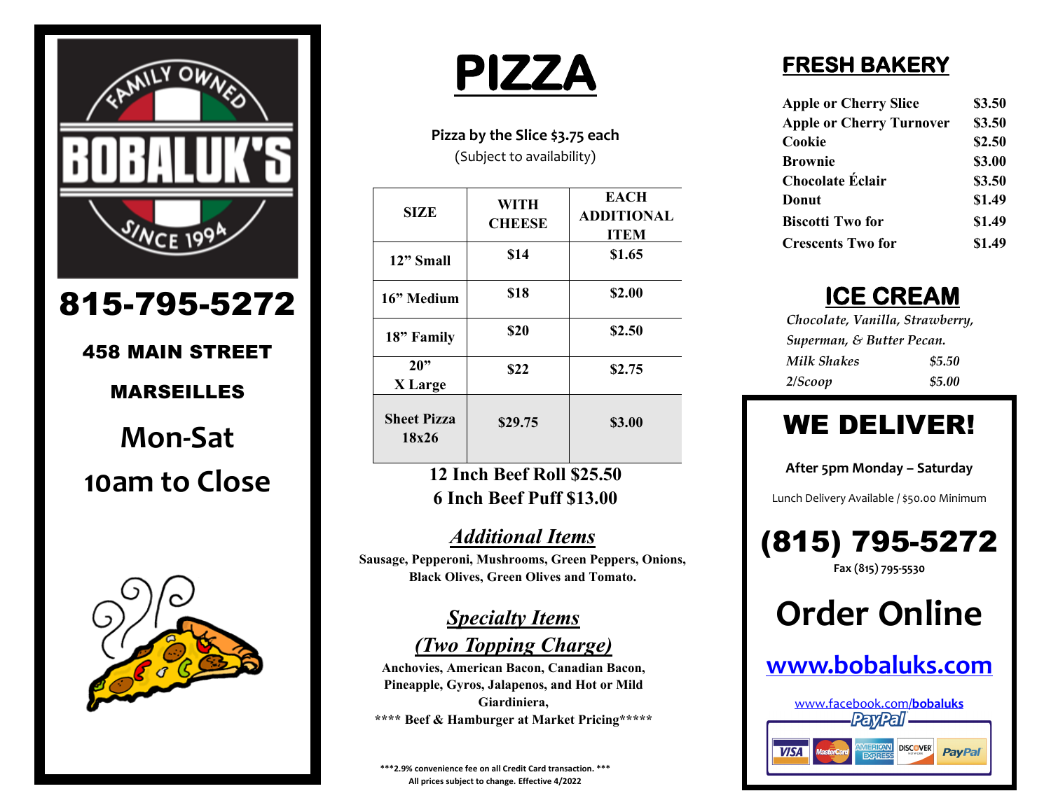# BOBALUK'S

FAMILY OWNED · SINCE 1994

## 815-795-5272

**458 MAIN STREET**

**MARSEILLES**

**Mon-Sat**

**10am to Close**

# PIZZA

**Pizza by the Slice $3.75 each**
(Subject to availability)

| SIZE | WITH CHEESE | EACH ADDITIONAL ITEM |
|---|---|---|
| 12" Small | $14 | $1.65 |
| 16" Medium | $18 | $2.00 |
| 18" Family | $20 | $2.50 |
| 20" X Large | $22 | $2.75 |
| Sheet Pizza 18x26 | $29.75 | $3.00 |

**12 Inch Beef Roll $25.50**
**6 Inch Beef Puff $13.00**

## *Additional Items*

**Sausage, Pepperoni, Mushrooms, Green Peppers, Onions, Black Olives, Green Olives and Tomato.**

## *Specialty Items*
## *(Two Topping Charge)*

**Anchovies, American Bacon, Canadian Bacon, Pineapple, Gyros, Jalapenos, and Hot or Mild Giardiniera,**
**\*\*\*\* Beef & Hamburger at Market Pricing\*\*\*\*\***

**\*\*\*2.9% convenience fee on all Credit Card transaction. \*\*\***
**All prices subject to change. Effective 4/2022**

## FRESH BAKERY

| | |
|---|---|
| Apple or Cherry Slice | $3.50 |
| Apple or Cherry Turnover | $3.50 |
| Cookie | $2.50 |
| Brownie | $3.00 |
| Chocolate Éclair | $3.50 |
| Donut | $1.49 |
| Biscotti Two for | $1.49 |
| Crescents Two for | $1.49 |

## ICE CREAM

*Chocolate, Vanilla, Strawberry, Superman, & Butter Pecan.*

| | |
|---|---|
| *Milk Shakes* | *$5.50* |
| *2/Scoop* | *$5.00* |

# WE DELIVER!

**After 5pm Monday – Saturday**

Lunch Delivery Available / $50.00 Minimum

## (815) 795-5272

**Fax (815) 795-5530**

# Order Online

## www.bobaluks.com

www.facebook.com/**bobaluks**

PayPal — VISA, MasterCard, American Express, Discover, PayPal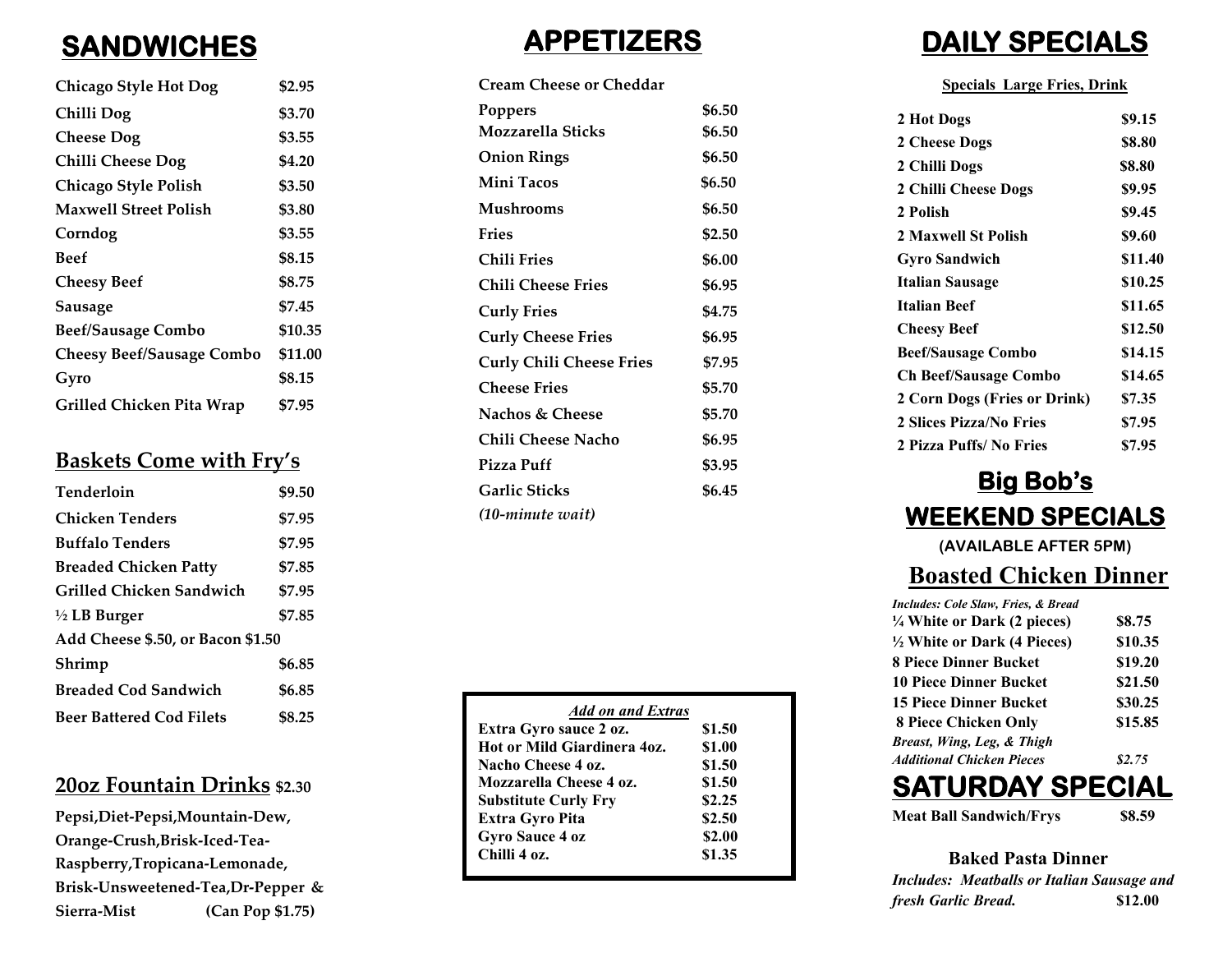# SANDWICHES

| | |
|---|---|
| Chicago Style Hot Dog | $2.95 |
| Chilli Dog | $3.70 |
| Cheese Dog | $3.55 |
| Chilli Cheese Dog | $4.20 |
| Chicago Style Polish | $3.50 |
| Maxwell Street Polish | $3.80 |
| Corndog | $3.55 |
| Beef | $8.15 |
| Cheesy Beef | $8.75 |
| Sausage | $7.45 |
| Beef/Sausage Combo | $10.35 |
| Cheesy Beef/Sausage Combo | $11.00 |
| Gyro | $8.15 |
| Grilled Chicken Pita Wrap | $7.95 |

## Baskets Come with Fry's

| | |
|---|---|
| Tenderloin | $9.50 |
| Chicken Tenders | $7.95 |
| Buffalo Tenders | $7.95 |
| Breaded Chicken Patty | $7.85 |
| Grilled Chicken Sandwich | $7.95 |
| ½ LB Burger | $7.85 |
| Add Cheese $.50, or Bacon $1.50 | |
| Shrimp | $6.85 |
| Breaded Cod Sandwich | $6.85 |
| Beer Battered Cod Filets | $8.25 |

## 20oz Fountain Drinks $2.30

Pepsi,Diet-Pepsi,Mountain-Dew, Orange-Crush,Brisk-Iced-Tea-Raspberry,Tropicana-Lemonade, Brisk-Unsweetened-Tea,Dr-Pepper & Sierra-Mist (Can Pop $1.75)

# APPETIZERS

| | |
|---|---|
| Cream Cheese or Cheddar Poppers | $6.50 |
| Mozzarella Sticks | $6.50 |
| Onion Rings | $6.50 |
| Mini Tacos | $6.50 |
| Mushrooms | $6.50 |
| Fries | $2.50 |
| Chili Fries | $6.00 |
| Chili Cheese Fries | $6.95 |
| Curly Fries | $4.75 |
| Curly Cheese Fries | $6.95 |
| Curly Chili Cheese Fries | $7.95 |
| Cheese Fries | $5.70 |
| Nachos & Cheese | $5.70 |
| Chili Cheese Nacho | $6.95 |
| Pizza Puff | $3.95 |
| Garlic Sticks | $6.45 |

*(10-minute wait)*

### *Add on and Extras*

| | |
|---|---|
| Extra Gyro sauce 2 oz. | $1.50 |
| Hot or Mild Giardinera 4oz. | $1.00 |
| Nacho Cheese 4 oz. | $1.50 |
| Mozzarella Cheese 4 oz. | $1.50 |
| Substitute Curly Fry | $2.25 |
| Extra Gyro Pita | $2.50 |
| Gyro Sauce 4 oz | $2.00 |
| Chilli 4 oz. | $1.35 |

# DAILY SPECIALS

**Specials Large Fries, Drink**

| | |
|---|---|
| 2 Hot Dogs | $9.15 |
| 2 Cheese Dogs | $8.80 |
| 2 Chilli Dogs | $8.80 |
| 2 Chilli Cheese Dogs | $9.95 |
| 2 Polish | $9.45 |
| 2 Maxwell St Polish | $9.60 |
| Gyro Sandwich | $11.40 |
| Italian Sausage | $10.25 |
| Italian Beef | $11.65 |
| Cheesy Beef | $12.50 |
| Beef/Sausage Combo | $14.15 |
| Ch Beef/Sausage Combo | $14.65 |
| 2 Corn Dogs (Fries or Drink) | $7.35 |
| 2 Slices Pizza/No Fries | $7.95 |
| 2 Pizza Puffs/ No Fries | $7.95 |

# Big Bob's WEEKEND SPECIALS

**(AVAILABLE AFTER 5PM)**

## Boasted Chicken Dinner

*Includes: Cole Slaw, Fries, & Bread*

| | |
|---|---|
| ¼ White or Dark (2 pieces) | $8.75 |
| ½ White or Dark (4 Pieces) | $10.35 |
| 8 Piece Dinner Bucket | $19.20 |
| 10 Piece Dinner Bucket | $21.50 |
| 15 Piece Dinner Bucket | $30.25 |
| 8 Piece Chicken Only | $15.85 |
| *Breast, Wing, Leg, & Thigh* | |
| *Additional Chicken Pieces* | *$2.75* |

# SATURDAY SPECIAL

| | |
|---|---|
| Meat Ball Sandwich/Frys | $8.59 |

**Baked Pasta Dinner**

*Includes: Meatballs or Italian Sausage and fresh Garlic Bread.* **$12.00**